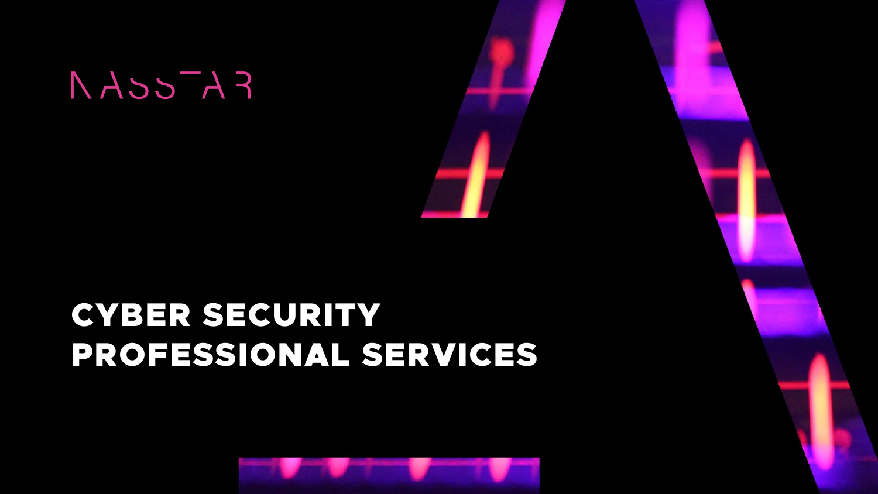NASSTAR

# CYBER SECURITY PROFESSIONAL SERVICES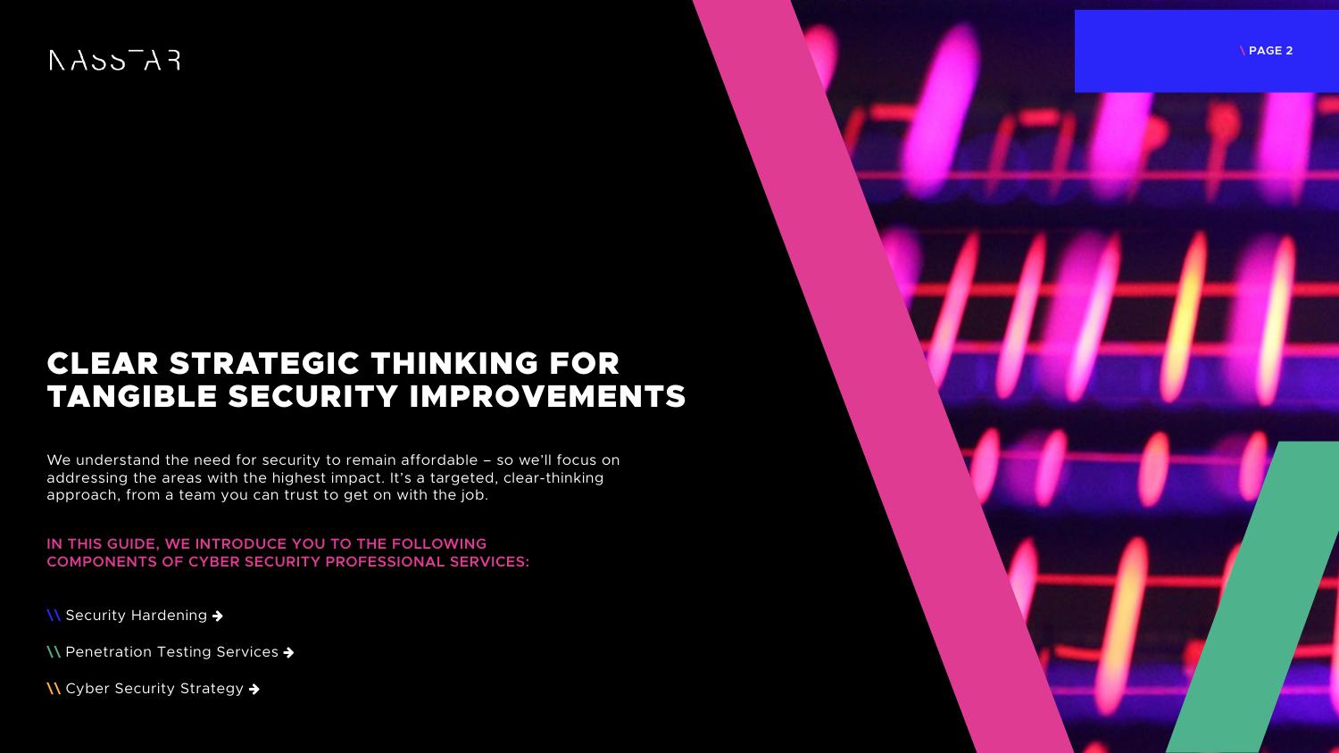# CLEAR STRATEGIC THINKING FOR TANGIBLE SECURITY IMPROVEMENTS

We understand the need for security to remain affordable – so we'll focus on addressing the areas with the highest impact. It's a targeted, clear-thinking approach, from a team you can trust to get on with the job.

**IN THIS GUIDE, WE INTRODUCE YOU TO THE FOLLOWING COMPONENTS OF CYBER SECURITY PROFESSIONAL SERVICES:**

- Security Hardening
- Penetration Testing Services
- Cyber Security Strategy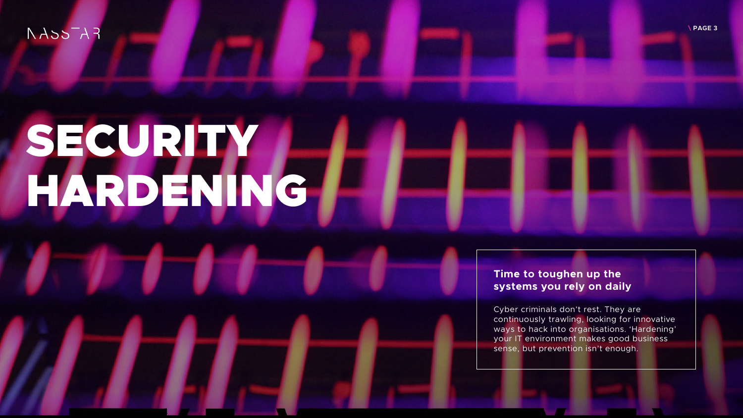# SECURITY HARDENING

**Time to toughen up the systems you rely on daily**

Cyber criminals don't rest. They are continuously trawling, looking for innovative ways to hack into organisations. 'Hardening' your IT environment makes good business sense, but prevention isn't enough.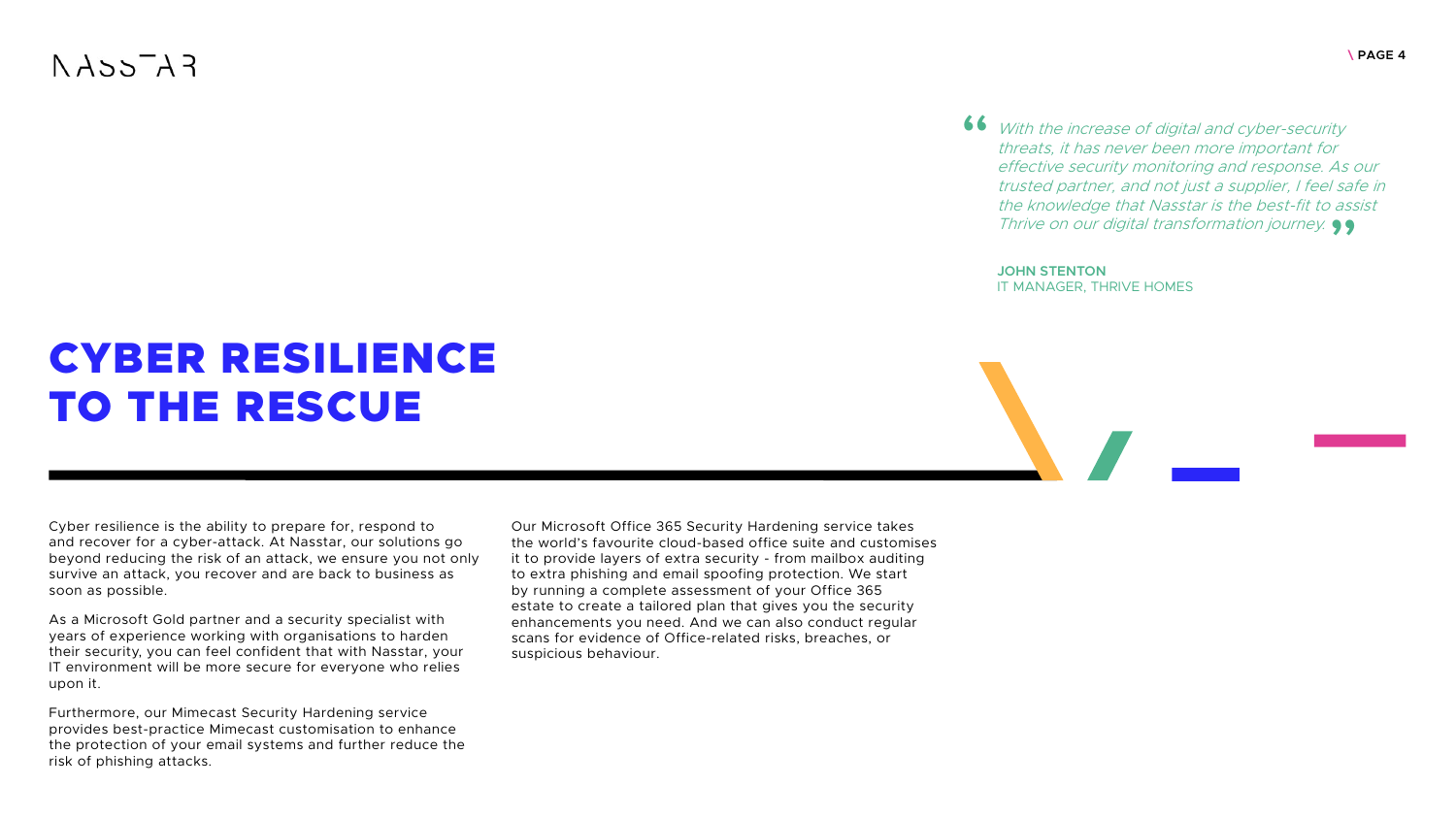> *With the increase of digital and cyber-security threats, it has never been more important for effective security monitoring and response. As our trusted partner, and not just a supplier, I feel safe in the knowledge that Nasstar is the best-fit to assist Thrive on our digital transformation journey.*
>
> **JOHN STENTON**
> IT MANAGER, THRIVE HOMES

# CYBER RESILIENCE TO THE RESCUE

Cyber resilience is the ability to prepare for, respond to and recover for a cyber-attack. At Nasstar, our solutions go beyond reducing the risk of an attack, we ensure you not only survive an attack, you recover and are back to business as soon as possible.

As a Microsoft Gold partner and a security specialist with years of experience working with organisations to harden their security, you can feel confident that with Nasstar, your IT environment will be more secure for everyone who relies upon it.

Furthermore, our Mimecast Security Hardening service provides best-practice Mimecast customisation to enhance the protection of your email systems and further reduce the risk of phishing attacks.

Our Microsoft Office 365 Security Hardening service takes the world's favourite cloud-based office suite and customises it to provide layers of extra security - from mailbox auditing to extra phishing and email spoofing protection. We start by running a complete assessment of your Office 365 estate to create a tailored plan that gives you the security enhancements you need. And we can also conduct regular scans for evidence of Office-related risks, breaches, or suspicious behaviour.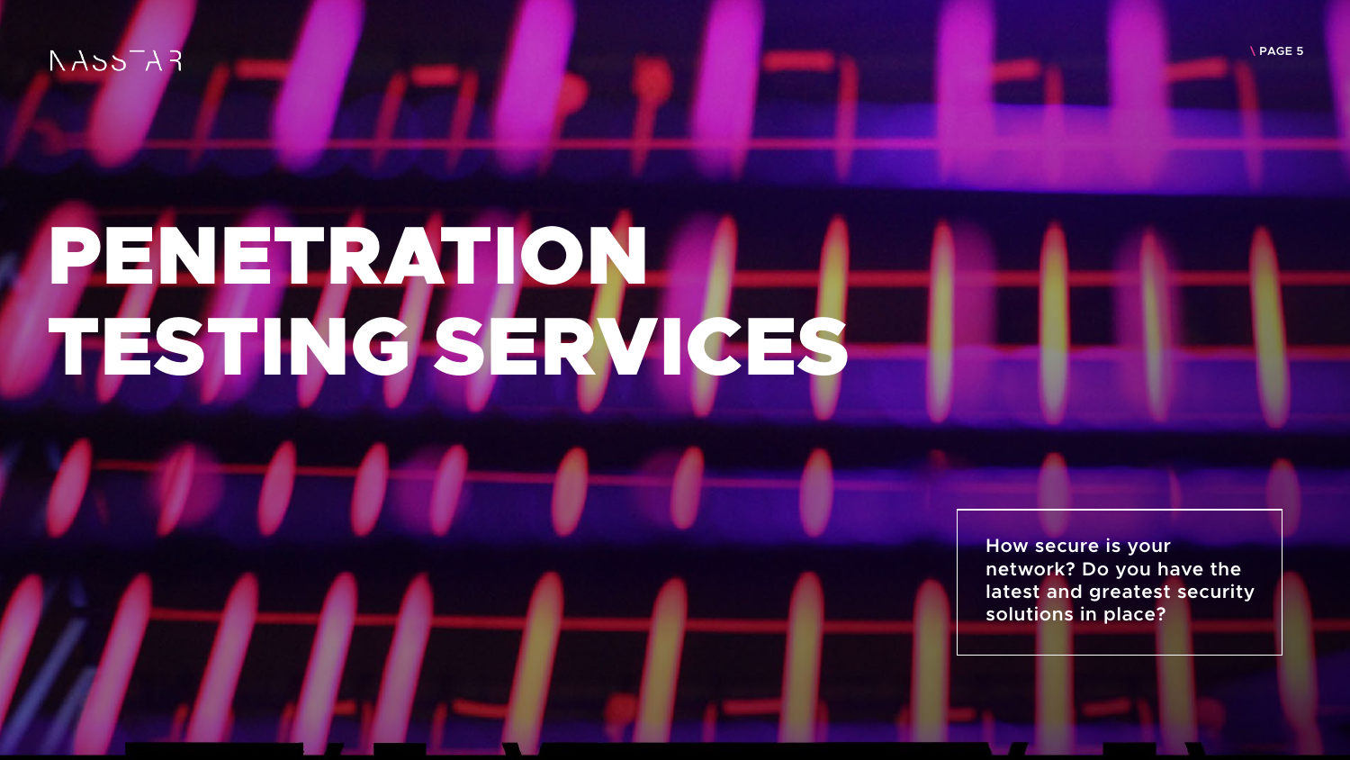# PENETRATION TESTING SERVICES

How secure is your network? Do you have the latest and greatest security solutions in place?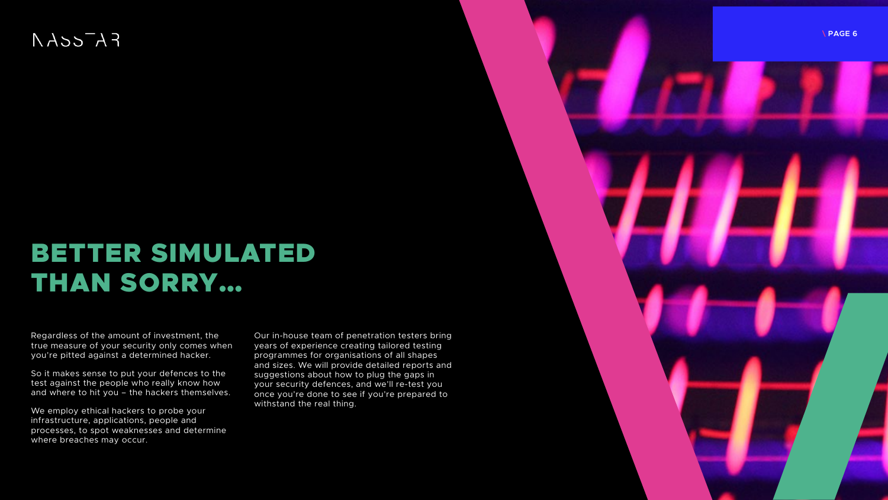# BETTER SIMULATED THAN SORRY...

Regardless of the amount of investment, the true measure of your security only comes when you're pitted against a determined hacker.

So it makes sense to put your defences to the test against the people who really know how and where to hit you – the hackers themselves.

We employ ethical hackers to probe your infrastructure, applications, people and processes, to spot weaknesses and determine where breaches may occur.

Our in-house team of penetration testers bring years of experience creating tailored testing programmes for organisations of all shapes and sizes. We will provide detailed reports and suggestions about how to plug the gaps in your security defences, and we'll re-test you once you're done to see if you're prepared to withstand the real thing.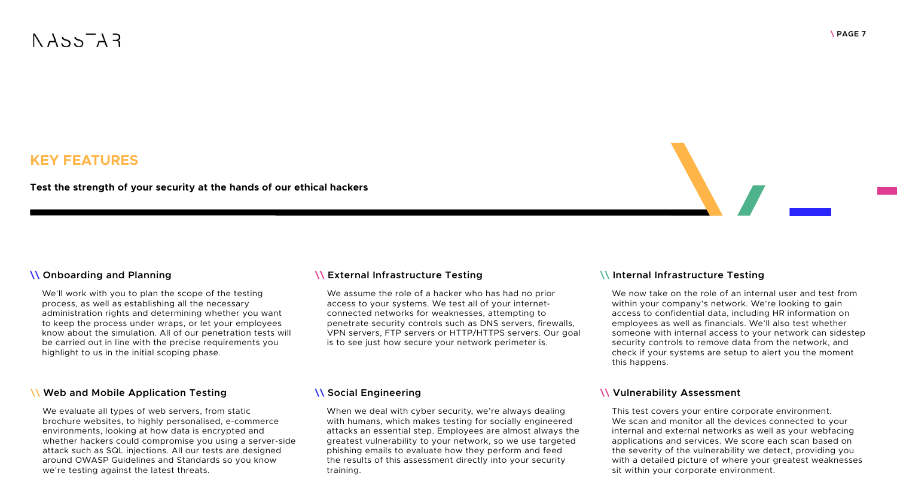## KEY FEATURES

**Test the strength of your security at the hands of our ethical hackers**

### \\ Onboarding and Planning

We'll work with you to plan the scope of the testing process, as well as establishing all the necessary administration rights and determining whether you want to keep the process under wraps, or let your employees know about the simulation. All of our penetration tests will be carried out in line with the precise requirements you highlight to us in the initial scoping phase.

### \\ External Infrastructure Testing

We assume the role of a hacker who has had no prior access to your systems. We test all of your internet-connected networks for weaknesses, attempting to penetrate security controls such as DNS servers, firewalls, VPN servers, FTP servers or HTTP/HTTPS servers. Our goal is to see just how secure your network perimeter is.

### \\ Internal Infrastructure Testing

We now take on the role of an internal user and test from within your company's network. We're looking to gain access to confidential data, including HR information on employees as well as financials. We'll also test whether someone with internal access to your network can sidestep security controls to remove data from the network, and check if your systems are setup to alert you the moment this happens.

### \\ Web and Mobile Application Testing

We evaluate all types of web servers, from static brochure websites, to highly personalised, e-commerce environments, looking at how data is encrypted and whether hackers could compromise you using a server-side attack such as SQL injections. All our tests are designed around OWASP Guidelines and Standards so you know we're testing against the latest threats.

### \\ Social Engineering

When we deal with cyber security, we're always dealing with humans, which makes testing for socially engineered attacks an essential step. Employees are almost always the greatest vulnerability to your network, so we use targeted phishing emails to evaluate how they perform and feed the results of this assessment directly into your security training.

### \\ Vulnerability Assessment

This test covers your entire corporate environment. We scan and monitor all the devices connected to your internal and external networks as well as your webfacing applications and services. We score each scan based on the severity of the vulnerability we detect, providing you with a detailed picture of where your greatest weaknesses sit within your corporate environment.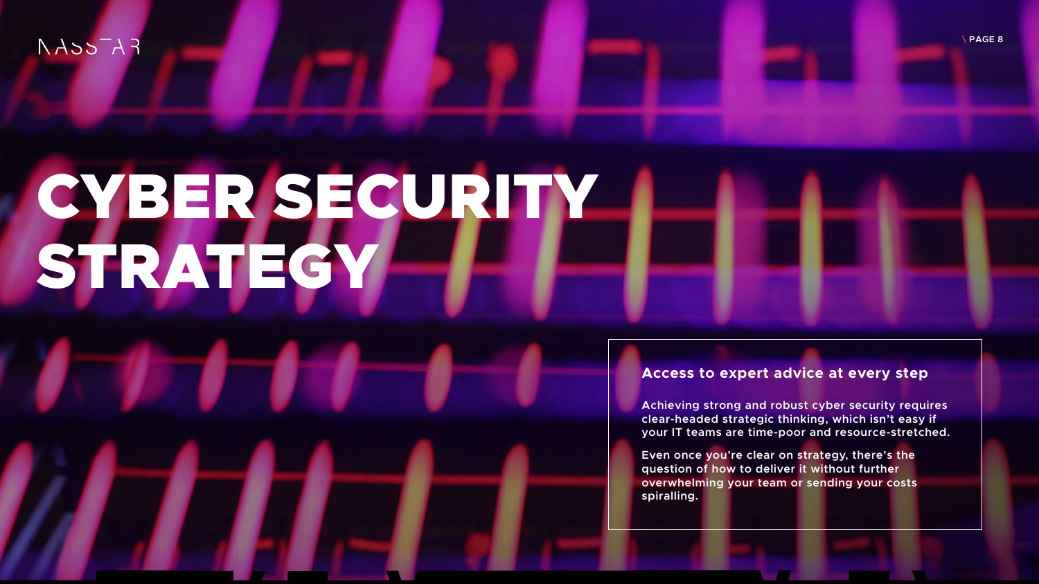# CYBER SECURITY STRATEGY

### Access to expert advice at every step

Achieving strong and robust cyber security requires clear-headed strategic thinking, which isn't easy if your IT teams are time-poor and resource-stretched.

Even once you're clear on strategy, there's the question of how to deliver it without further overwhelming your team or sending your costs spiralling.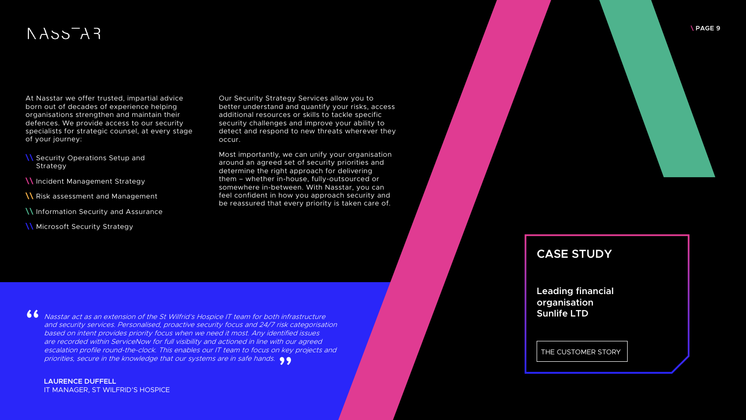At Nasstar we offer trusted, impartial advice born out of decades of experience helping organisations strengthen and maintain their defences. We provide access to our security specialists for strategic counsel, at every stage of your journey:

- Security Operations Setup and Strategy
- Incident Management Strategy
- Risk assessment and Management
- Information Security and Assurance
- Microsoft Security Strategy

Our Security Strategy Services allow you to better understand and quantify your risks, access additional resources or skills to tackle specific security challenges and improve your ability to detect and respond to new threats wherever they occur.

Most importantly, we can unify your organisation around an agreed set of security priorities and determine the right approach for delivering them – whether in-house, fully-outsourced or somewhere in-between. With Nasstar, you can feel confident in how you approach security and be reassured that every priority is taken care of.

> *Nasstar act as an extension of the St Wilfrid's Hospice IT team for both infrastructure and security services. Personalised, proactive security focus and 24/7 risk categorisation based on intent provides priority focus when we need it most. Any identified issues are recorded within ServiceNow for full visibility and actioned in line with our agreed escalation profile round-the-clock. This enables our IT team to focus on key projects and priorities, secure in the knowledge that our systems are in safe hands.*
>
> **LAURENCE DUFFELL**
> IT MANAGER, ST WILFRID'S HOSPICE

## CASE STUDY

**Leading financial organisation Sunlife LTD**

THE CUSTOMER STORY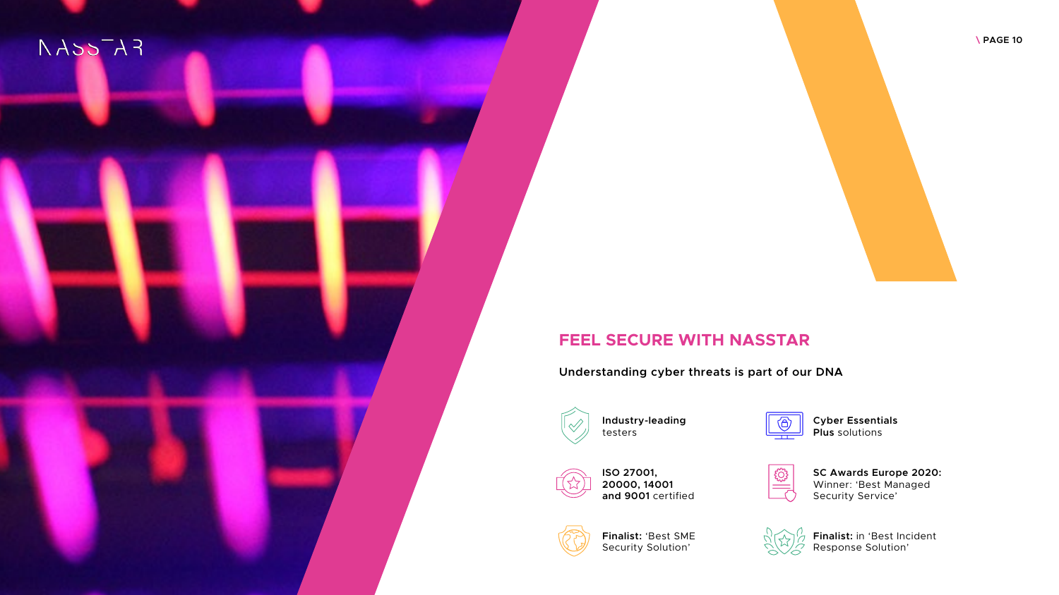## FEEL SECURE WITH NASSTAR

**Understanding cyber threats is part of our DNA**

- **Industry-leading** testers
- **Cyber Essentials Plus** solutions
- **ISO 27001, 20000, 14001 and 9001** certified
- **SC Awards Europe 2020:** Winner: 'Best Managed Security Service'
- **Finalist:** 'Best SME Security Solution'
- **Finalist:** in 'Best Incident Response Solution'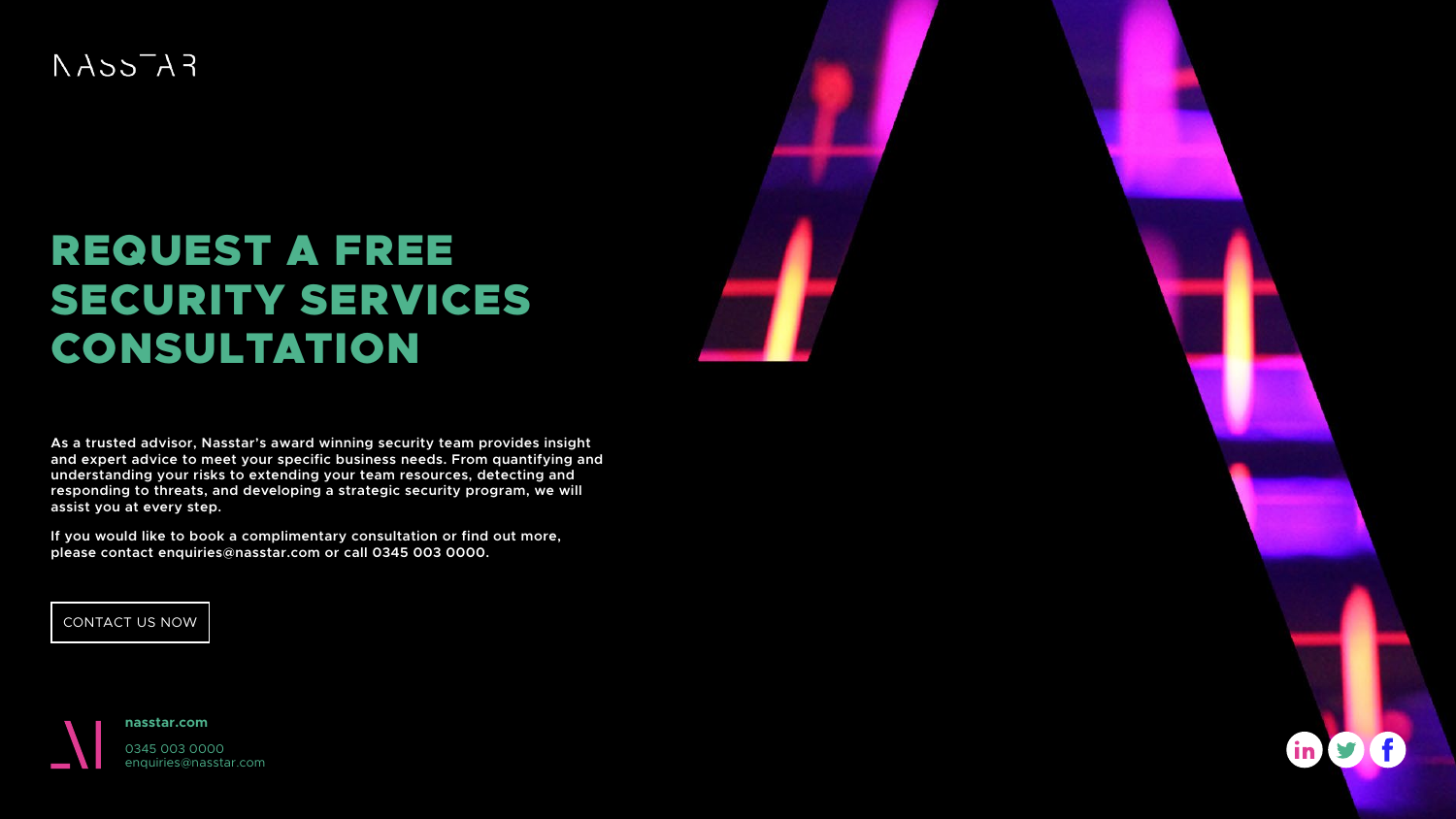NASSTAR

# REQUEST A FREE SECURITY SERVICES CONSULTATION

**As a trusted advisor, Nasstar's award winning security team provides insight and expert advice to meet your specific business needs. From quantifying and understanding your risks to extending your team resources, detecting and responding to threats, and developing a strategic security program, we will assist you at every step.**

**If you would like to book a complimentary consultation or find out more, please contact enquiries@nasstar.com or call 0345 003 0000.**

CONTACT US NOW

**nasstar.com**

0345 003 0000
enquiries@nasstar.com